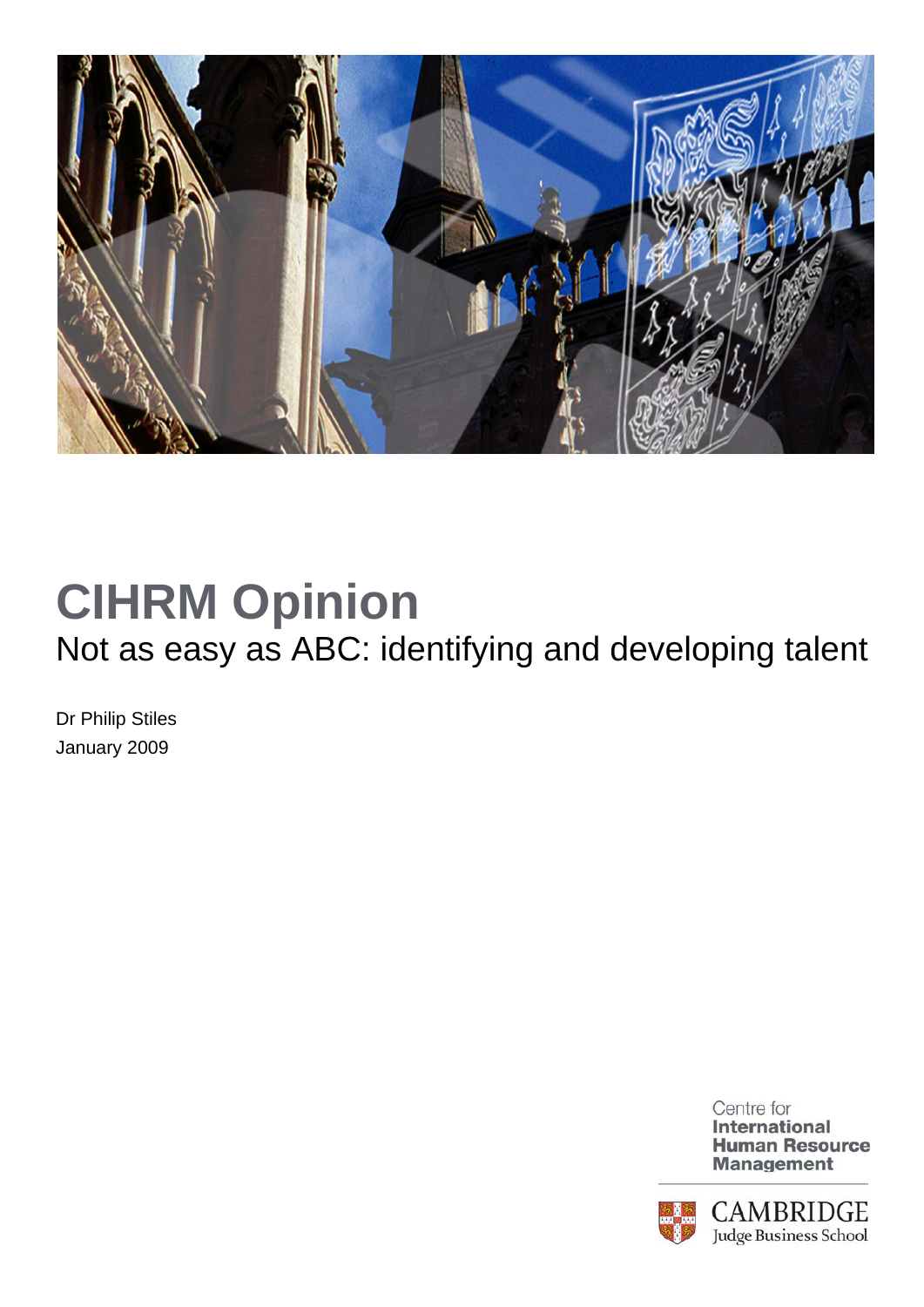# CIHRM Opinion

## Not as easy as ABC: identifying and developing talent

Dr Philip Stiles
January 2009

Centre for
**International**
**Human Resource**
**Management**

CAMBRIDGE
Judge Business School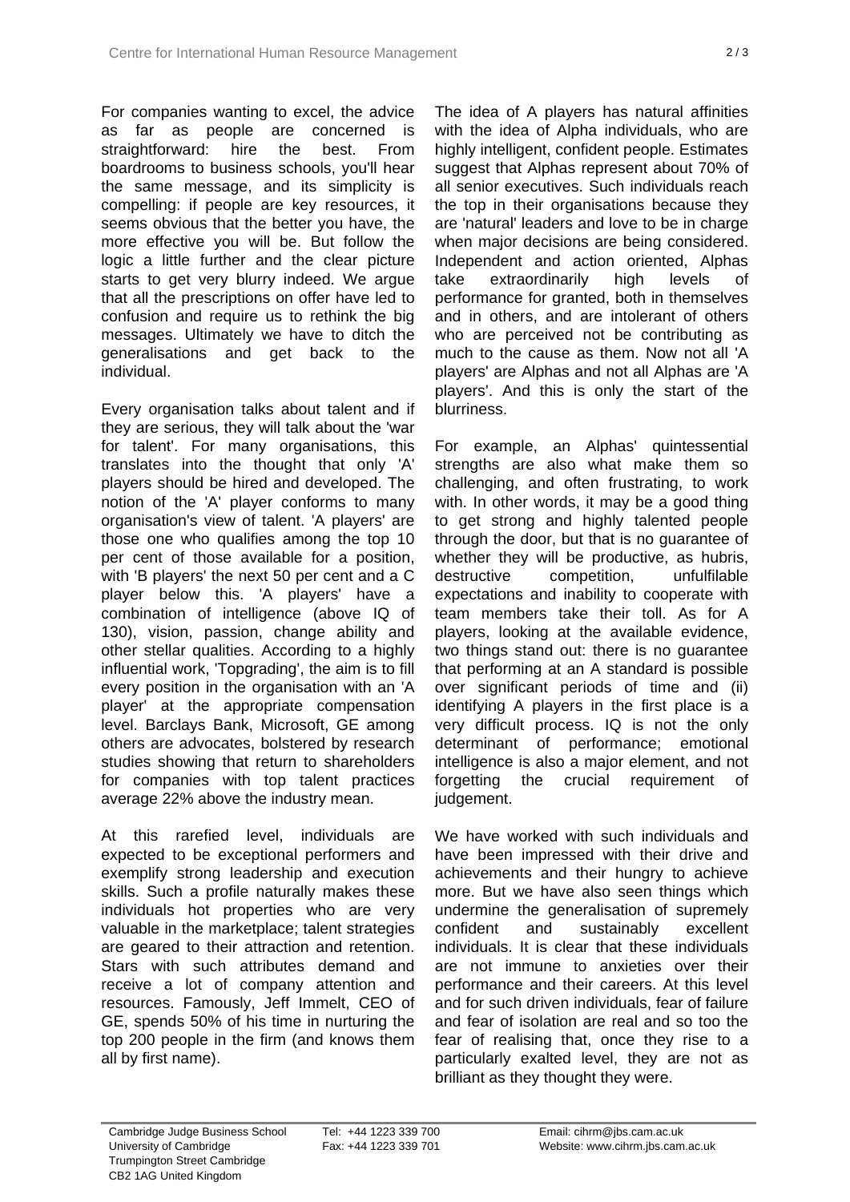For companies wanting to excel, the advice as far as people are concerned is straightforward: hire the best. From boardrooms to business schools, you'll hear the same message, and its simplicity is compelling: if people are key resources, it seems obvious that the better you have, the more effective you will be. But follow the logic a little further and the clear picture starts to get very blurry indeed. We argue that all the prescriptions on offer have led to confusion and require us to rethink the big messages. Ultimately we have to ditch the generalisations and get back to the individual.

Every organisation talks about talent and if they are serious, they will talk about the 'war for talent'. For many organisations, this translates into the thought that only 'A' players should be hired and developed. The notion of the 'A' player conforms to many organisation's view of talent. 'A players' are those one who qualifies among the top 10 per cent of those available for a position, with 'B players' the next 50 per cent and a C player below this. 'A players' have a combination of intelligence (above IQ of 130), vision, passion, change ability and other stellar qualities. According to a highly influential work, 'Topgrading', the aim is to fill every position in the organisation with an 'A player' at the appropriate compensation level. Barclays Bank, Microsoft, GE among others are advocates, bolstered by research studies showing that return to shareholders for companies with top talent practices average 22% above the industry mean.

At this rarefied level, individuals are expected to be exceptional performers and exemplify strong leadership and execution skills. Such a profile naturally makes these individuals hot properties who are very valuable in the marketplace; talent strategies are geared to their attraction and retention. Stars with such attributes demand and receive a lot of company attention and resources. Famously, Jeff Immelt, CEO of GE, spends 50% of his time in nurturing the top 200 people in the firm (and knows them all by first name).

The idea of A players has natural affinities with the idea of Alpha individuals, who are highly intelligent, confident people. Estimates suggest that Alphas represent about 70% of all senior executives. Such individuals reach the top in their organisations because they are 'natural' leaders and love to be in charge when major decisions are being considered. Independent and action oriented, Alphas take extraordinarily high levels of performance for granted, both in themselves and in others, and are intolerant of others who are perceived not be contributing as much to the cause as them. Now not all 'A players' are Alphas and not all Alphas are 'A players'. And this is only the start of the blurriness.

For example, an Alphas' quintessential strengths are also what make them so challenging, and often frustrating, to work with. In other words, it may be a good thing to get strong and highly talented people through the door, but that is no guarantee of whether they will be productive, as hubris, destructive competition, unfulfilable expectations and inability to cooperate with team members take their toll. As for A players, looking at the available evidence, two things stand out: there is no guarantee that performing at an A standard is possible over significant periods of time and (ii) identifying A players in the first place is a very difficult process. IQ is not the only determinant of performance; emotional intelligence is also a major element, and not forgetting the crucial requirement of judgement.

We have worked with such individuals and have been impressed with their drive and achievements and their hungry to achieve more. But we have also seen things which undermine the generalisation of supremely confident and sustainably excellent individuals. It is clear that these individuals are not immune to anxieties over their performance and their careers. At this level and for such driven individuals, fear of failure and fear of isolation are real and so too the fear of realising that, once they rise to a particularly exalted level, they are not as brilliant as they thought they were.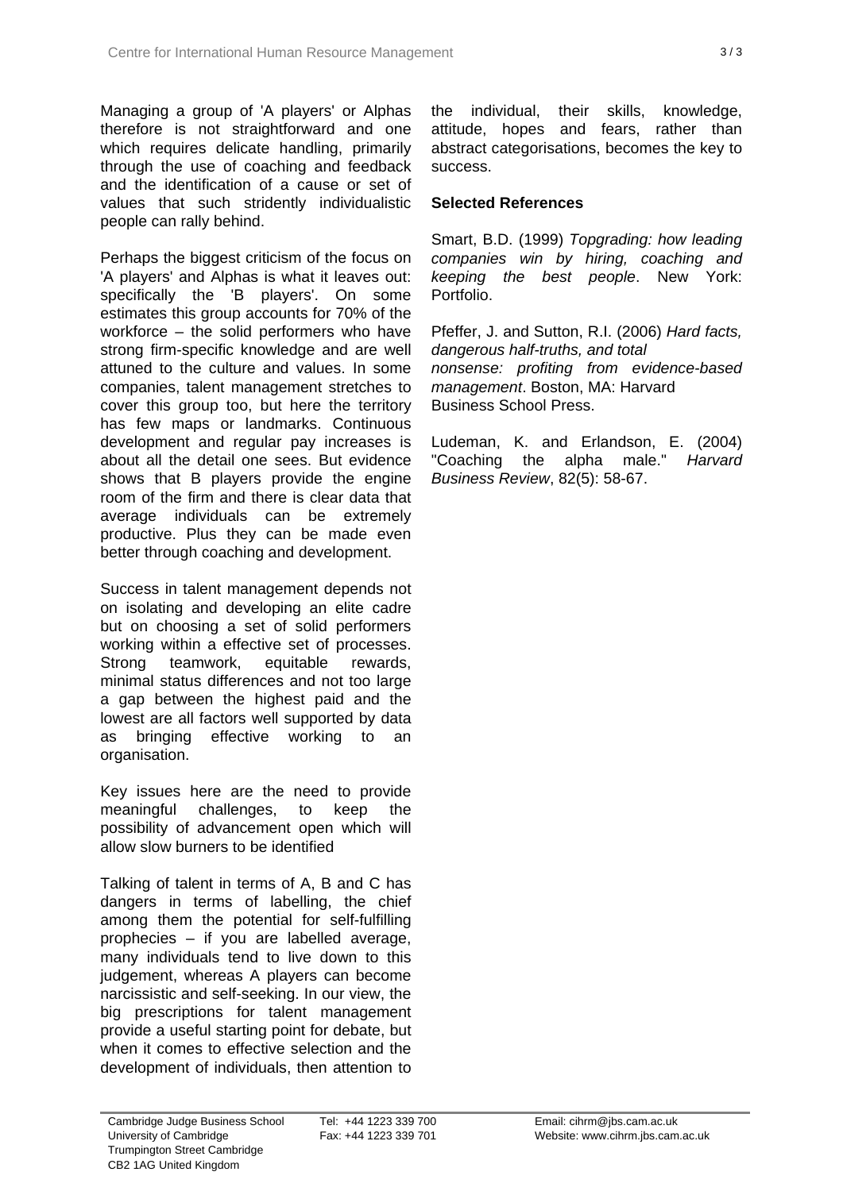Managing a group of 'A players' or Alphas therefore is not straightforward and one which requires delicate handling, primarily through the use of coaching and feedback and the identification of a cause or set of values that such stridently individualistic people can rally behind.

Perhaps the biggest criticism of the focus on 'A players' and Alphas is what it leaves out: specifically the 'B players'. On some estimates this group accounts for 70% of the workforce – the solid performers who have strong firm-specific knowledge and are well attuned to the culture and values. In some companies, talent management stretches to cover this group too, but here the territory has few maps or landmarks. Continuous development and regular pay increases is about all the detail one sees. But evidence shows that B players provide the engine room of the firm and there is clear data that average individuals can be extremely productive. Plus they can be made even better through coaching and development.

Success in talent management depends not on isolating and developing an elite cadre but on choosing a set of solid performers working within a effective set of processes. Strong teamwork, equitable rewards, minimal status differences and not too large a gap between the highest paid and the lowest are all factors well supported by data as bringing effective working to an organisation.

Key issues here are the need to provide meaningful challenges, to keep the possibility of advancement open which will allow slow burners to be identified

Talking of talent in terms of A, B and C has dangers in terms of labelling, the chief among them the potential for self-fulfilling prophecies – if you are labelled average, many individuals tend to live down to this judgement, whereas A players can become narcissistic and self-seeking. In our view, the big prescriptions for talent management provide a useful starting point for debate, but when it comes to effective selection and the development of individuals, then attention to the individual, their skills, knowledge, attitude, hopes and fears, rather than abstract categorisations, becomes the key to success.

**Selected References**

Smart, B.D. (1999) *Topgrading: how leading companies win by hiring, coaching and keeping the best people*. New York: Portfolio.

Pfeffer, J. and Sutton, R.I. (2006) *Hard facts, dangerous half-truths, and total nonsense: profiting from evidence-based management*. Boston, MA: Harvard Business School Press.

Ludeman, K. and Erlandson, E. (2004) "Coaching the alpha male." *Harvard Business Review*, 82(5): 58-67.

Cambridge Judge Business School
University of Cambridge
Trumpington Street Cambridge
CB2 1AG United Kingdom

Tel: +44 1223 339 700
Fax: +44 1223 339 701

Email: cihrm@jbs.cam.ac.uk
Website: www.cihrm.jbs.cam.ac.uk